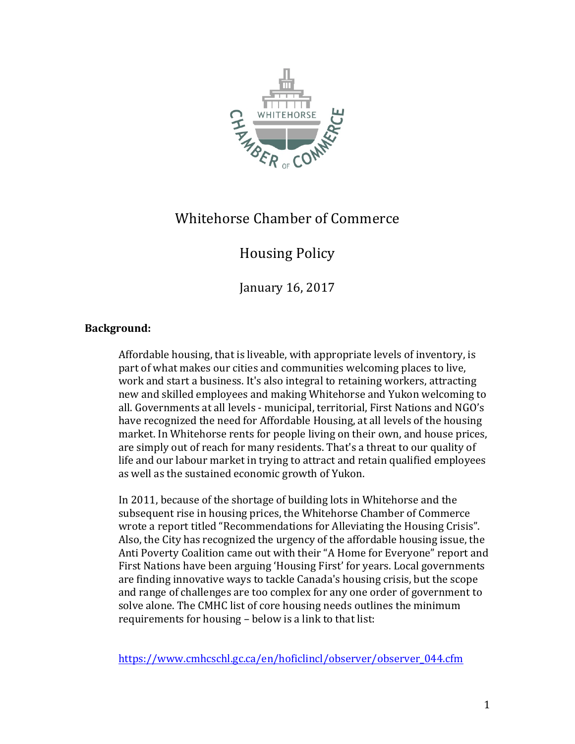# Whitehorse Chamber of Commerce

## Housing Policy

January 16, 2017

**Background:**

Affordable housing, that is liveable, with appropriate levels of inventory, is part of what makes our cities and communities welcoming places to live, work and start a business. It's also integral to retaining workers, attracting new and skilled employees and making Whitehorse and Yukon welcoming to all. Governments at all levels - municipal, territorial, First Nations and NGO's have recognized the need for Affordable Housing, at all levels of the housing market. In Whitehorse rents for people living on their own, and house prices, are simply out of reach for many residents. That's a threat to our quality of life and our labour market in trying to attract and retain qualified employees as well as the sustained economic growth of Yukon.

In 2011, because of the shortage of building lots in Whitehorse and the subsequent rise in housing prices, the Whitehorse Chamber of Commerce wrote a report titled "Recommendations for Alleviating the Housing Crisis". Also, the City has recognized the urgency of the affordable housing issue, the Anti Poverty Coalition came out with their "A Home for Everyone" report and First Nations have been arguing 'Housing First' for years. Local governments are finding innovative ways to tackle Canada's housing crisis, but the scope and range of challenges are too complex for any one order of government to solve alone. The CMHC list of core housing needs outlines the minimum requirements for housing – below is a link to that list:

https://www.cmhcschl.gc.ca/en/hoficlincl/observer/observer_044.cfm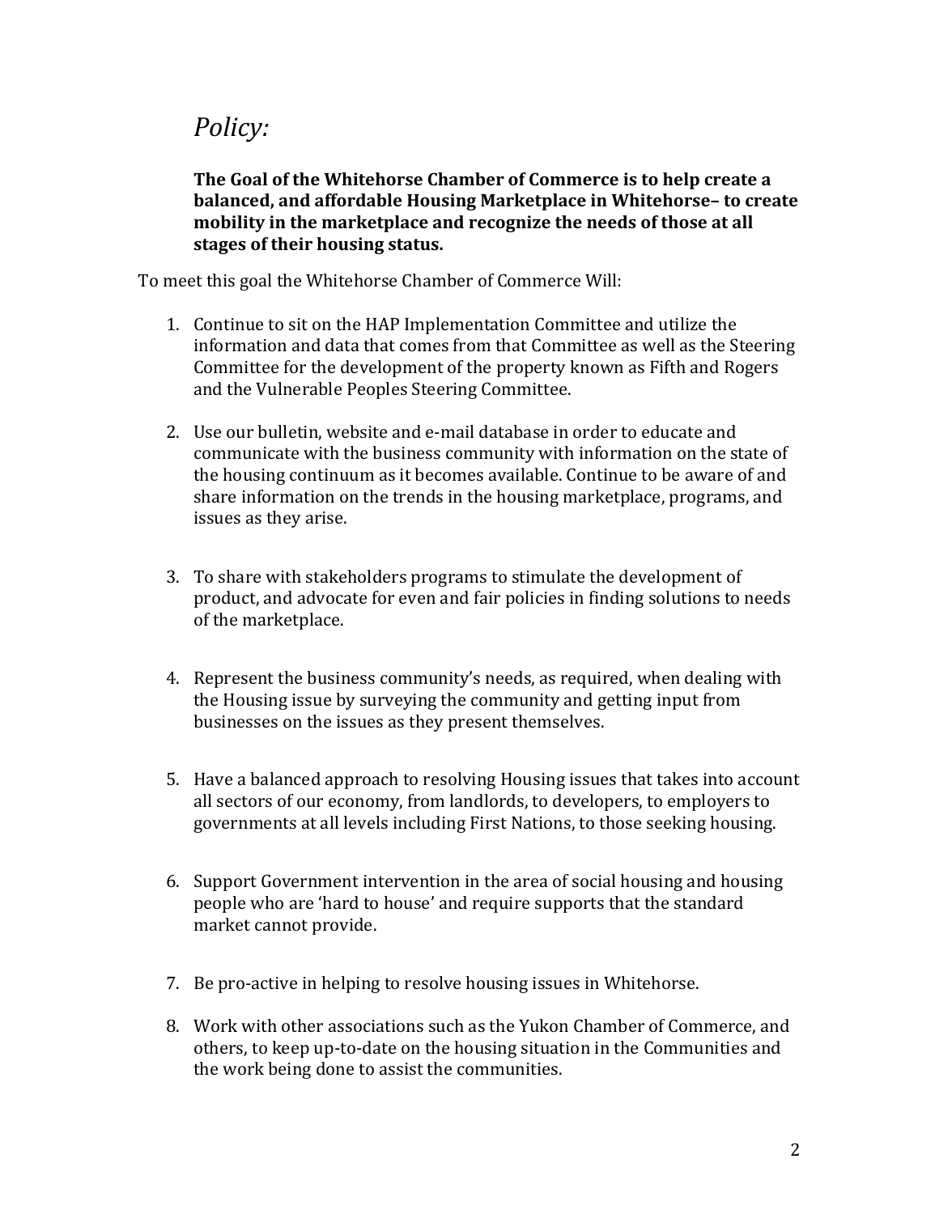## *Policy:*

**The Goal of the Whitehorse Chamber of Commerce is to help create a balanced, and affordable Housing Marketplace in Whitehorse– to create mobility in the marketplace and recognize the needs of those at all stages of their housing status.**

To meet this goal the Whitehorse Chamber of Commerce Will:

1. Continue to sit on the HAP Implementation Committee and utilize the information and data that comes from that Committee as well as the Steering Committee for the development of the property known as Fifth and Rogers and the Vulnerable Peoples Steering Committee.

2. Use our bulletin, website and e-mail database in order to educate and communicate with the business community with information on the state of the housing continuum as it becomes available. Continue to be aware of and share information on the trends in the housing marketplace, programs, and issues as they arise.

3. To share with stakeholders programs to stimulate the development of product, and advocate for even and fair policies in finding solutions to needs of the marketplace.

4. Represent the business community's needs, as required, when dealing with the Housing issue by surveying the community and getting input from businesses on the issues as they present themselves.

5. Have a balanced approach to resolving Housing issues that takes into account all sectors of our economy, from landlords, to developers, to employers to governments at all levels including First Nations, to those seeking housing.

6. Support Government intervention in the area of social housing and housing people who are 'hard to house' and require supports that the standard market cannot provide.

7. Be pro-active in helping to resolve housing issues in Whitehorse.

8. Work with other associations such as the Yukon Chamber of Commerce, and others, to keep up-to-date on the housing situation in the Communities and the work being done to assist the communities.